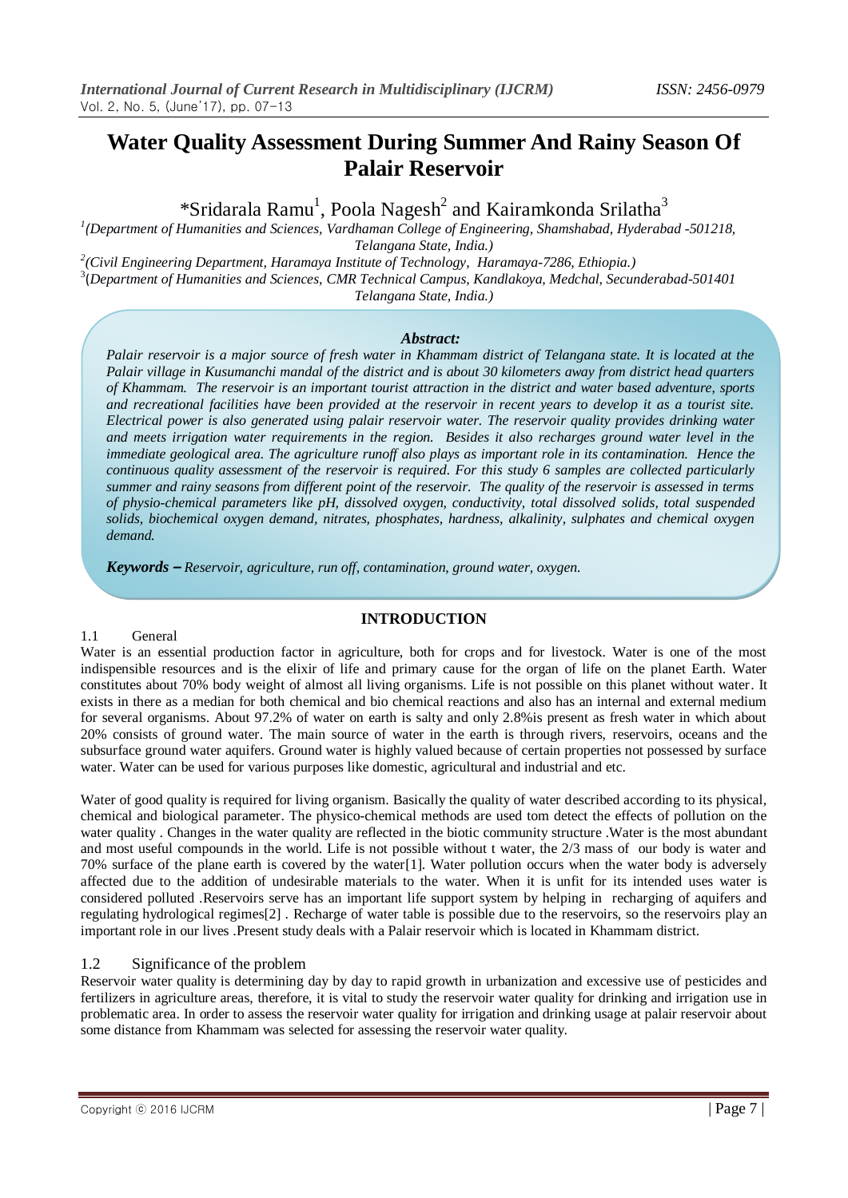# Water Quality Assessment During Summer And Rainy Season Of Palair Reservoir

*Sridarala Ramu[1], Poola Nagesh[2] and Kairamkonda Srilatha[3]

[1](Department of Humanities and Sciences, Vardhaman College of Engineering, Shamshabad, Hyderabad -501218, Telangana State, India.)

[2](Civil Engineering Department, Haramaya Institute of Technology, Haramaya-7286, Ethiopia.)

[3](Department of Humanities and Sciences, CMR Technical Campus, Kandlakoya, Medchal, Secunderabad-501401 Telangana State, India.)

***Abstract:***

*Palair reservoir is a major source of fresh water in Khammam district of Telangana state. It is located at the Palair village in Kusumanchi mandal of the district and is about 30 kilometers away from district head quarters of Khammam. The reservoir is an important tourist attraction in the district and water based adventure, sports and recreational facilities have been provided at the reservoir in recent years to develop it as a tourist site. Electrical power is also generated using palair reservoir water. The reservoir quality provides drinking water and meets irrigation water requirements in the region. Besides it also recharges ground water level in the immediate geological area. The agriculture runoff also plays as important role in its contamination. Hence the continuous quality assessment of the reservoir is required. For this study 6 samples are collected particularly summer and rainy seasons from different point of the reservoir. The quality of the reservoir is assessed in terms of physio-chemical parameters like pH, dissolved oxygen, conductivity, total dissolved solids, total suspended solids, biochemical oxygen demand, nitrates, phosphates, hardness, alkalinity, sulphates and chemical oxygen demand.*

***Keywords –*** *Reservoir, agriculture, run off, contamination, ground water, oxygen.*

## INTRODUCTION

### 1.1 General

Water is an essential production factor in agriculture, both for crops and for livestock. Water is one of the most indispensible resources and is the elixir of life and primary cause for the organ of life on the planet Earth. Water constitutes about 70% body weight of almost all living organisms. Life is not possible on this planet without water. It exists in there as a median for both chemical and bio chemical reactions and also has an internal and external medium for several organisms. About 97.2% of water on earth is salty and only 2.8%is present as fresh water in which about 20% consists of ground water. The main source of water in the earth is through rivers, reservoirs, oceans and the subsurface ground water aquifers. Ground water is highly valued because of certain properties not possessed by surface water. Water can be used for various purposes like domestic, agricultural and industrial and etc.

Water of good quality is required for living organism. Basically the quality of water described according to its physical, chemical and biological parameter. The physico-chemical methods are used tom detect the effects of pollution on the water quality . Changes in the water quality are reflected in the biotic community structure .Water is the most abundant and most useful compounds in the world. Life is not possible without t water, the 2/3 mass of our body is water and 70% surface of the plane earth is covered by the water[1]. Water pollution occurs when the water body is adversely affected due to the addition of undesirable materials to the water. When it is unfit for its intended uses water is considered polluted .Reservoirs serve has an important life support system by helping in recharging of aquifers and regulating hydrological regimes[2] . Recharge of water table is possible due to the reservoirs, so the reservoirs play an important role in our lives .Present study deals with a Palair reservoir which is located in Khammam district.

### 1.2 Significance of the problem

Reservoir water quality is determining day by day to rapid growth in urbanization and excessive use of pesticides and fertilizers in agriculture areas, therefore, it is vital to study the reservoir water quality for drinking and irrigation use in problematic area. In order to assess the reservoir water quality for irrigation and drinking usage at palair reservoir about some distance from Khammam was selected for assessing the reservoir water quality.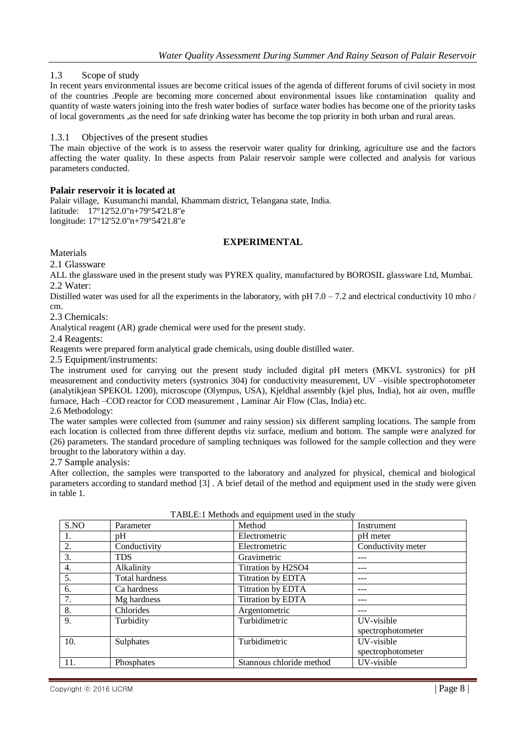### 1.3 Scope of study

In recent years environmental issues are become critical issues of the agenda of different forums of civil society in most of the countries .People are becoming more concerned about environmental issues like contamination quality and quantity of waste waters joining into the fresh water bodies of surface water bodies has become one of the priority tasks of local governments ,as the need for safe drinking water has become the top priority in both urban and rural areas.

#### 1.3.1 Objectives of the present studies

The main objective of the work is to assess the reservoir water quality for drinking, agriculture use and the factors affecting the water quality. In these aspects from Palair reservoir sample were collected and analysis for various parameters conducted.

**Palair reservoir it is located at**

Palair village, Kusumanchi mandal, Khammam district, Telangana state, India.
latitude: 17°12'52.0"n+79°54'21.8"e
longitude: 17°12'52.0"n+79°54'21.8"e

## EXPERIMENTAL

Materials

2.1 Glassware

ALL the glassware used in the present study was PYREX quality, manufactured by BOROSIL glassware Ltd, Mumbai.

2.2 Water:

Distilled water was used for all the experiments in the laboratory, with pH 7.0 – 7.2 and electrical conductivity 10 mho / cm.

2.3 Chemicals:

Analytical reagent (AR) grade chemical were used for the present study.

2.4 Reagents:

Reagents were prepared form analytical grade chemicals, using double distilled water.

2.5 Equipment/instruments:

The instrument used for carrying out the present study included digital pH meters (MKVL systronics) for pH measurement and conductivity meters (systronics 304) for conductivity measurement, UV –visible spectrophotometer (analytikjean SPEKOL 1200), microscope (Olympus, USA), Kjeldhal assembly (kjel plus, India), hot air oven, muffle furnace, Hach –COD reactor for COD measurement , Laminar Air Flow (Clas, India) etc.

2.6 Methodology:

The water samples were collected from (summer and rainy session) six different sampling locations. The sample from each location is collected from three different depths viz surface, medium and bottom. The sample were analyzed for (26) parameters. The standard procedure of sampling techniques was followed for the sample collection and they were brought to the laboratory within a day.

2.7 Sample analysis:

After collection, the samples were transported to the laboratory and analyzed for physical, chemical and biological parameters according to standard method [3] . A brief detail of the method and equipment used in the study were given in table 1.

TABLE:1 Methods and equipment used in the study

| S.NO | Parameter | Method | Instrument |
|---|---|---|---|
| 1. | pH | Electrometric | pH meter |
| 2. | Conductivity | Electrometric | Conductivity meter |
| 3. | TDS | Gravimetric | --- |
| 4. | Alkalinity | Titration by $H_2SO_4$ | --- |
| 5. | Total hardness | Titration by EDTA | --- |
| 6. | Ca hardness | Titration by EDTA | --- |
| 7. | Mg hardness | Titration by EDTA | --- |
| 8. | Chlorides | Argentometric | --- |
| 9. | Turbidity | Turbidimetric | UV-visible spectrophotometer |
| 10. | Sulphates | Turbidimetric | UV-visible spectrophotometer |
| 11. | Phosphates | Stannous chloride method | UV-visible |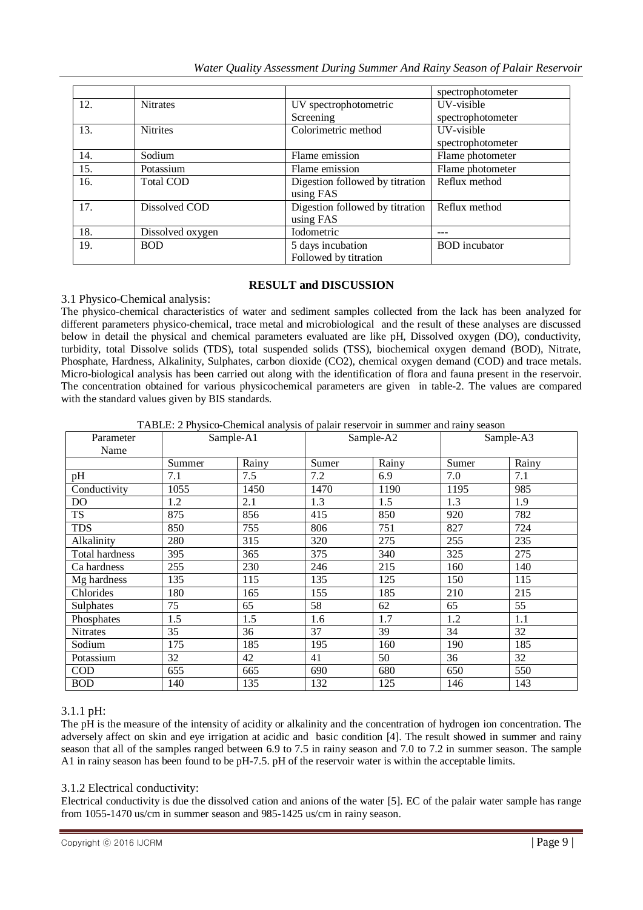|  |  |  | spectrophotometer |
|---|---|---|---|
| 12. | Nitrates | UV spectrophotometric Screening | UV-visible spectrophotometer |
| 13. | Nitrites | Colorimetric method | UV-visible spectrophotometer |
| 14. | Sodium | Flame emission | Flame photometer |
| 15. | Potassium | Flame emission | Flame photometer |
| 16. | Total COD | Digestion followed by titration using FAS | Reflux method |
| 17. | Dissolved COD | Digestion followed by titration using FAS | Reflux method |
| 18. | Dissolved oxygen | Iodometric | --- |
| 19. | BOD | 5 days incubation Followed by titration | BOD incubator |

## RESULT and DISCUSSION

### 3.1 Physico-Chemical analysis:

The physico-chemical characteristics of water and sediment samples collected from the lack has been analyzed for different parameters physico-chemical, trace metal and microbiological and the result of these analyses are discussed below in detail the physical and chemical parameters evaluated are like pH, Dissolved oxygen (DO), conductivity, turbidity, total Dissolve solids (TDS), total suspended solids (TSS), biochemical oxygen demand (BOD), Nitrate, Phosphate, Hardness, Alkalinity, Sulphates, carbon dioxide (CO2), chemical oxygen demand (COD) and trace metals. Micro-biological analysis has been carried out along with the identification of flora and fauna present in the reservoir. The concentration obtained for various physicochemical parameters are given in table-2. The values are compared with the standard values given by BIS standards.

TABLE: 2 Physico-Chemical analysis of palair reservoir in summer and rainy season

| Parameter Name | Sample-A1 | | Sample-A2 | | Sample-A3 | |
|---|---|---|---|---|---|---|
|  | Summer | Rainy | Sumer | Rainy | Sumer | Rainy |
| pH | 7.1 | 7.5 | 7.2 | 6.9 | 7.0 | 7.1 |
| Conductivity | 1055 | 1450 | 1470 | 1190 | 1195 | 985 |
| DO | 1.2 | 2.1 | 1.3 | 1.5 | 1.3 | 1.9 |
| TS | 875 | 856 | 415 | 850 | 920 | 782 |
| TDS | 850 | 755 | 806 | 751 | 827 | 724 |
| Alkalinity | 280 | 315 | 320 | 275 | 255 | 235 |
| Total hardness | 395 | 365 | 375 | 340 | 325 | 275 |
| Ca hardness | 255 | 230 | 246 | 215 | 160 | 140 |
| Mg hardness | 135 | 115 | 135 | 125 | 150 | 115 |
| Chlorides | 180 | 165 | 155 | 185 | 210 | 215 |
| Sulphates | 75 | 65 | 58 | 62 | 65 | 55 |
| Phosphates | 1.5 | 1.5 | 1.6 | 1.7 | 1.2 | 1.1 |
| Nitrates | 35 | 36 | 37 | 39 | 34 | 32 |
| Sodium | 175 | 185 | 195 | 160 | 190 | 185 |
| Potassium | 32 | 42 | 41 | 50 | 36 | 32 |
| COD | 655 | 665 | 690 | 680 | 650 | 550 |
| BOD | 140 | 135 | 132 | 125 | 146 | 143 |

#### 3.1.1 pH:

The pH is the measure of the intensity of acidity or alkalinity and the concentration of hydrogen ion concentration. The adversely affect on skin and eye irrigation at acidic and basic condition [4]. The result showed in summer and rainy season that all of the samples ranged between 6.9 to 7.5 in rainy season and 7.0 to 7.2 in summer season. The sample A1 in rainy season has been found to be pH-7.5. pH of the reservoir water is within the acceptable limits.

#### 3.1.2 Electrical conductivity:

Electrical conductivity is due the dissolved cation and anions of the water [5]. EC of the palair water sample has range from 1055-1470 us/cm in summer season and 985-1425 us/cm in rainy season.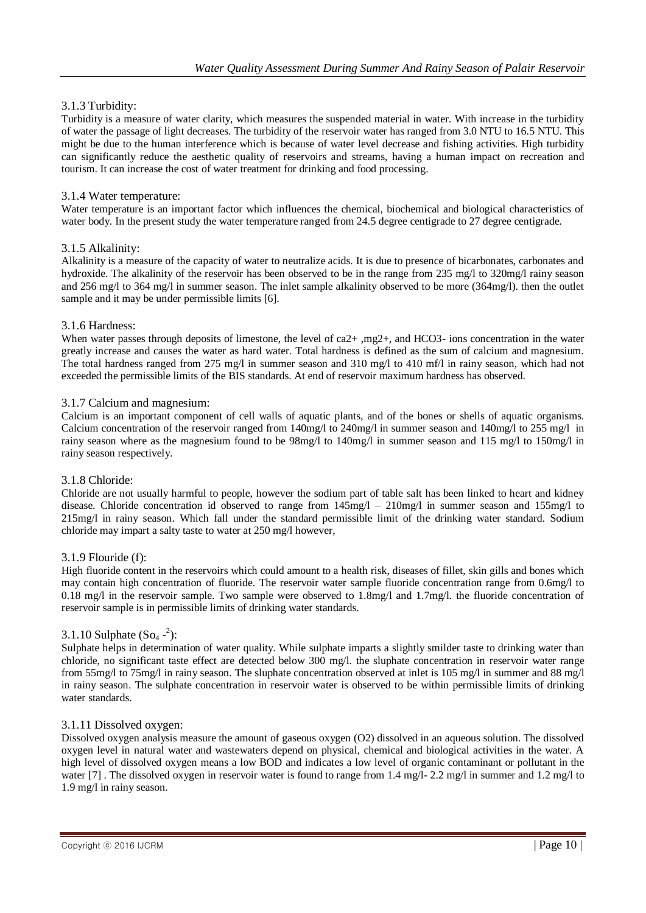### 3.1.3 Turbidity:

Turbidity is a measure of water clarity, which measures the suspended material in water. With increase in the turbidity of water the passage of light decreases. The turbidity of the reservoir water has ranged from 3.0 NTU to 16.5 NTU. This might be due to the human interference which is because of water level decrease and fishing activities. High turbidity can significantly reduce the aesthetic quality of reservoirs and streams, having a human impact on recreation and tourism. It can increase the cost of water treatment for drinking and food processing.

### 3.1.4 Water temperature:

Water temperature is an important factor which influences the chemical, biochemical and biological characteristics of water body. In the present study the water temperature ranged from 24.5 degree centigrade to 27 degree centigrade.

### 3.1.5 Alkalinity:

Alkalinity is a measure of the capacity of water to neutralize acids. It is due to presence of bicarbonates, carbonates and hydroxide. The alkalinity of the reservoir has been observed to be in the range from 235 mg/l to 320mg/l rainy season and 256 mg/l to 364 mg/l in summer season. The inlet sample alkalinity observed to be more (364mg/l). then the outlet sample and it may be under permissible limits [6].

### 3.1.6 Hardness:

When water passes through deposits of limestone, the level of $ca^{2+}$ ,$mg^{2+}$, and $HCO_3^-$ ions concentration in the water greatly increase and causes the water as hard water. Total hardness is defined as the sum of calcium and magnesium. The total hardness ranged from 275 mg/l in summer season and 310 mg/l to 410 mf/l in rainy season, which had not exceeded the permissible limits of the BIS standards. At end of reservoir maximum hardness has observed.

### 3.1.7 Calcium and magnesium:

Calcium is an important component of cell walls of aquatic plants, and of the bones or shells of aquatic organisms. Calcium concentration of the reservoir ranged from 140mg/l to 240mg/l in summer season and 140mg/l to 255 mg/l in rainy season where as the magnesium found to be 98mg/l to 140mg/l in summer season and 115 mg/l to 150mg/l in rainy season respectively.

### 3.1.8 Chloride:

Chloride are not usually harmful to people, however the sodium part of table salt has been linked to heart and kidney disease. Chloride concentration id observed to range from 145mg/l – 210mg/l in summer season and 155mg/l to 215mg/l in rainy season. Which fall under the standard permissible limit of the drinking water standard. Sodium chloride may impart a salty taste to water at 250 mg/l however,

### 3.1.9 Flouride (f):

High fluoride content in the reservoirs which could amount to a health risk, diseases of fillet, skin gills and bones which may contain high concentration of fluoride. The reservoir water sample fluoride concentration range from 0.6mg/l to 0.18 mg/l in the reservoir sample. Two sample were observed to 1.8mg/l and 1.7mg/l. the fluoride concentration of reservoir sample is in permissible limits of drinking water standards.

### 3.1.10 Sulphate ($So_4^{-2}$):

Sulphate helps in determination of water quality. While sulphate imparts a slightly smilder taste to drinking water than chloride, no significant taste effect are detected below 300 mg/l. the sluphate concentration in reservoir water range from 55mg/l to 75mg/l in rainy season. The sluphate concentration observed at inlet is 105 mg/l in summer and 88 mg/l in rainy season. The sulphate concentration in reservoir water is observed to be within permissible limits of drinking water standards.

### 3.1.11 Dissolved oxygen:

Dissolved oxygen analysis measure the amount of gaseous oxygen ($O_2$) dissolved in an aqueous solution. The dissolved oxygen level in natural water and wastewaters depend on physical, chemical and biological activities in the water. A high level of dissolved oxygen means a low BOD and indicates a low level of organic contaminant or pollutant in the water [7] . The dissolved oxygen in reservoir water is found to range from 1.4 mg/l- 2.2 mg/l in summer and 1.2 mg/l to 1.9 mg/l in rainy season.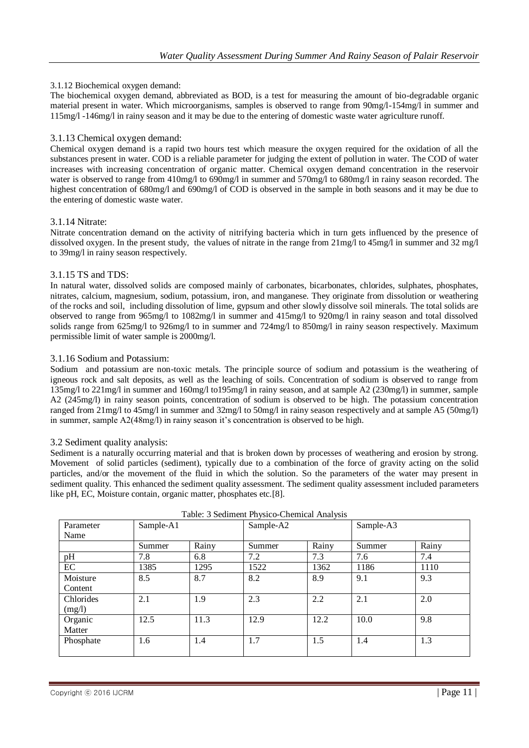3.1.12 Biochemical oxygen demand:

The biochemical oxygen demand, abbreviated as BOD, is a test for measuring the amount of bio-degradable organic material present in water. Which microorganisms, samples is observed to range from 90mg/l-154mg/l in summer and 115mg/l -146mg/l in rainy season and it may be due to the entering of domestic waste water agriculture runoff.

### 3.1.13 Chemical oxygen demand:

Chemical oxygen demand is a rapid two hours test which measure the oxygen required for the oxidation of all the substances present in water. COD is a reliable parameter for judging the extent of pollution in water. The COD of water increases with increasing concentration of organic matter. Chemical oxygen demand concentration in the reservoir water is observed to range from 410mg/l to 690mg/l in summer and 570mg/l to 680mg/l in rainy season recorded. The highest concentration of 680mg/l and 690mg/l of COD is observed in the sample in both seasons and it may be due to the entering of domestic waste water.

### 3.1.14 Nitrate:

Nitrate concentration demand on the activity of nitrifying bacteria which in turn gets influenced by the presence of dissolved oxygen. In the present study, the values of nitrate in the range from 21mg/l to 45mg/l in summer and 32 mg/l to 39mg/l in rainy season respectively.

### 3.1.15 TS and TDS:

In natural water, dissolved solids are composed mainly of carbonates, bicarbonates, chlorides, sulphates, phosphates, nitrates, calcium, magnesium, sodium, potassium, iron, and manganese. They originate from dissolution or weathering of the rocks and soil, including dissolution of lime, gypsum and other slowly dissolve soil minerals. The total solids are observed to range from 965mg/l to 1082mg/l in summer and 415mg/l to 920mg/l in rainy season and total dissolved solids range from 625mg/l to 926mg/l to in summer and 724mg/l to 850mg/l in rainy season respectively. Maximum permissible limit of water sample is 2000mg/l.

### 3.1.16 Sodium and Potassium:

Sodium and potassium are non-toxic metals. The principle source of sodium and potassium is the weathering of igneous rock and salt deposits, as well as the leaching of soils. Concentration of sodium is observed to range from 135mg/l to 221mg/l in summer and 160mg/l to195mg/l in rainy season, and at sample A2 (230mg/l) in summer, sample A2 (245mg/l) in rainy season points, concentration of sodium is observed to be high. The potassium concentration ranged from 21mg/l to 45mg/l in summer and 32mg/l to 50mg/l in rainy season respectively and at sample A5 (50mg/l) in summer, sample A2(48mg/l) in rainy season it's concentration is observed to be high.

### 3.2 Sediment quality analysis:

Sediment is a naturally occurring material and that is broken down by processes of weathering and erosion by strong. Movement of solid particles (sediment), typically due to a combination of the force of gravity acting on the solid particles, and/or the movement of the fluid in which the solution. So the parameters of the water may present in sediment quality. This enhanced the sediment quality assessment. The sediment quality assessment included parameters like pH, EC, Moisture contain, organic matter, phosphates etc.[8].

Table: 3 Sediment Physico-Chemical Analysis

| Parameter Name | Sample-A1 | | Sample-A2 | | Sample-A3 | |
|---|---|---|---|---|---|---|
| | Summer | Rainy | Summer | Rainy | Summer | Rainy |
| pH | 7.8 | 6.8 | 7.2 | 7.3 | 7.6 | 7.4 |
| EC | 1385 | 1295 | 1522 | 1362 | 1186 | 1110 |
| Moisture Content | 8.5 | 8.7 | 8.2 | 8.9 | 9.1 | 9.3 |
| Chlorides (mg/l) | 2.1 | 1.9 | 2.3 | 2.2 | 2.1 | 2.0 |
| Organic Matter | 12.5 | 11.3 | 12.9 | 12.2 | 10.0 | 9.8 |
| Phosphate | 1.6 | 1.4 | 1.7 | 1.5 | 1.4 | 1.3 |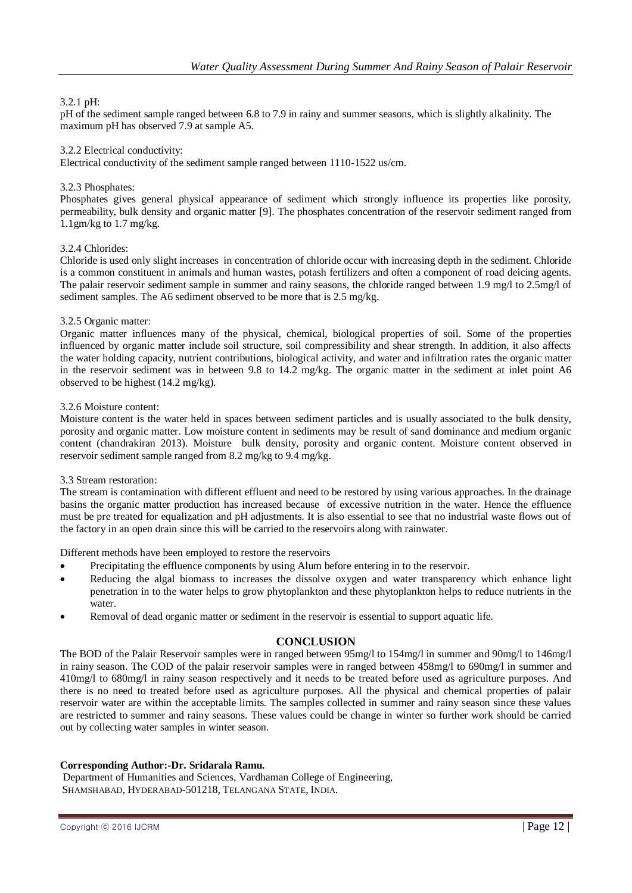3.2.1 pH:
pH of the sediment sample ranged between 6.8 to 7.9 in rainy and summer seasons, which is slightly alkalinity. The maximum pH has observed 7.9 at sample A5.

3.2.2 Electrical conductivity:
Electrical conductivity of the sediment sample ranged between 1110-1522 us/cm.

3.2.3 Phosphates:
Phosphates gives general physical appearance of sediment which strongly influence its properties like porosity, permeability, bulk density and organic matter [9]. The phosphates concentration of the reservoir sediment ranged from 1.1gm/kg to 1.7 mg/kg.

3.2.4 Chlorides:
Chloride is used only slight increases in concentration of chloride occur with increasing depth in the sediment. Chloride is a common constituent in animals and human wastes, potash fertilizers and often a component of road deicing agents. The palair reservoir sediment sample in summer and rainy seasons, the chloride ranged between 1.9 mg/l to 2.5mg/l of sediment samples. The A6 sediment observed to be more that is 2.5 mg/kg.

3.2.5 Organic matter:
Organic matter influences many of the physical, chemical, biological properties of soil. Some of the properties influenced by organic matter include soil structure, soil compressibility and shear strength. In addition, it also affects the water holding capacity, nutrient contributions, biological activity, and water and infiltration rates the organic matter in the reservoir sediment was in between 9.8 to 14.2 mg/kg. The organic matter in the sediment at inlet point A6 observed to be highest (14.2 mg/kg).

3.2.6 Moisture content:
Moisture content is the water held in spaces between sediment particles and is usually associated to the bulk density, porosity and organic matter. Low moisture content in sediments may be result of sand dominance and medium organic content (chandrakiran 2013). Moisture bulk density, porosity and organic content. Moisture content observed in reservoir sediment sample ranged from 8.2 mg/kg to 9.4 mg/kg.

3.3 Stream restoration:
The stream is contamination with different effluent and need to be restored by using various approaches. In the drainage basins the organic matter production has increased because of excessive nutrition in the water. Hence the effluence must be pre treated for equalization and pH adjustments. It is also essential to see that no industrial waste flows out of the factory in an open drain since this will be carried to the reservoirs along with rainwater.

Different methods have been employed to restore the reservoirs

- Precipitating the effluence components by using Alum before entering in to the reservoir.
- Reducing the algal biomass to increases the dissolve oxygen and water transparency which enhance light penetration in to the water helps to grow phytoplankton and these phytoplankton helps to reduce nutrients in the water.
- Removal of dead organic matter or sediment in the reservoir is essential to support aquatic life.

## CONCLUSION

The BOD of the Palair Reservoir samples were in ranged between 95mg/l to 154mg/l in summer and 90mg/l to 146mg/l in rainy season. The COD of the palair reservoir samples were in ranged between 458mg/l to 690mg/l in summer and 410mg/l to 680mg/l in rainy season respectively and it needs to be treated before used as agriculture purposes. And there is no need to treated before used as agriculture purposes. All the physical and chemical properties of palair reservoir water are within the acceptable limits. The samples collected in summer and rainy season since these values are restricted to summer and rainy seasons. These values could be change in winter so further work should be carried out by collecting water samples in winter season.

**Corresponding Author:-Dr. Sridarala Ramu.**
Department of Humanities and Sciences, Vardhaman College of Engineering,
SHAMSHABAD, HYDERABAD-501218, TELANGANA STATE, INDIA.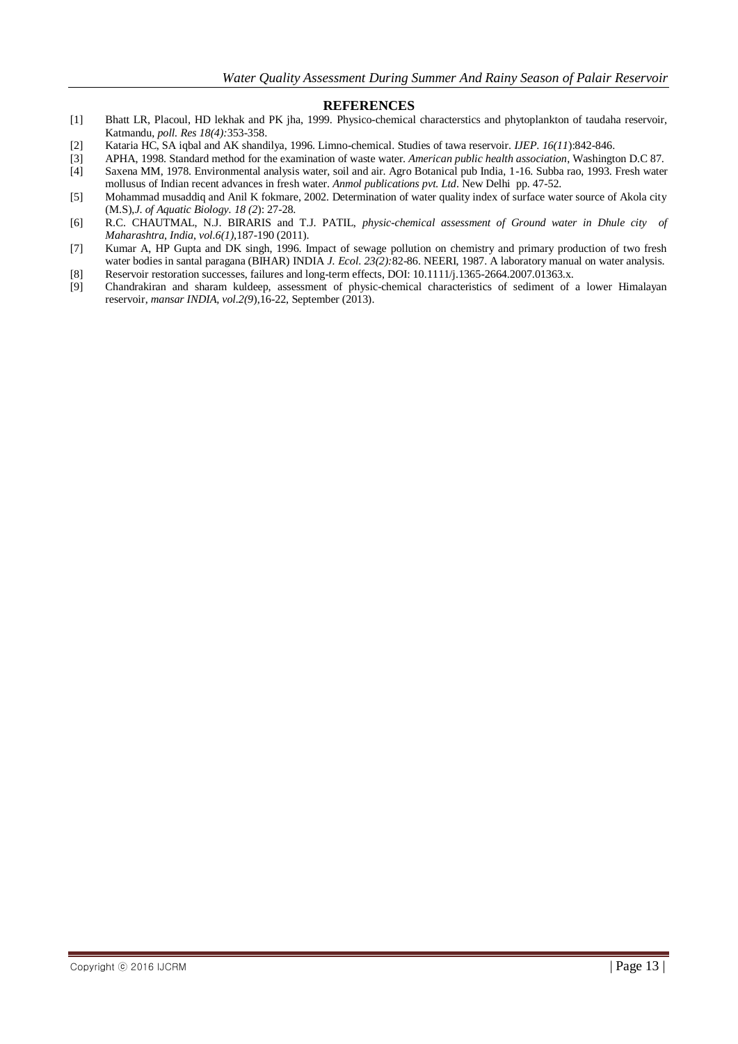## REFERENCES

[1] Bhatt LR, Placoul, HD lekhak and PK jha, 1999. Physico-chemical characterstics and phytoplankton of taudaha reservoir, Katmandu, *poll. Res 18(4):*353-358.

[2] Kataria HC, SA iqbal and AK shandilya, 1996. Limno-chemical. Studies of tawa reservoir. *IJEP. 16(11*):842-846.

[3] APHA, 1998. Standard method for the examination of waste water. *American public health association*, Washington D.C 87.

[4] Saxena MM, 1978. Environmental analysis water, soil and air. Agro Botanical pub India, 1-16. Subba rao, 1993. Fresh water mollusus of Indian recent advances in fresh water. *Anmol publications pvt. Ltd*. New Delhi pp. 47-52.

[5] Mohammad musaddiq and Anil K fokmare, 2002. Determination of water quality index of surface water source of Akola city (M.S),*J. of Aquatic Biology. 18 (2*): 27-28.

[6] R.C. CHAUTMAL, N.J. BIRARIS and T.J. PATIL, *physic-chemical assessment of Ground water in Dhule city of Maharashtra, India, vol.6(1)*,187-190 (2011).

[7] Kumar A, HP Gupta and DK singh, 1996. Impact of sewage pollution on chemistry and primary production of two fresh water bodies in santal paragana (BIHAR) INDIA *J. Ecol. 23(2):*82-86. NEERI, 1987. A laboratory manual on water analysis.

[8] Reservoir restoration successes, failures and long-term effects, DOI: 10.1111/j.1365-2664.2007.01363.x.

[9] Chandrakiran and sharam kuldeep, assessment of physic-chemical characteristics of sediment of a lower Himalayan reservoir, *mansar INDIA, vol.2(9*),16-22, September (2013).